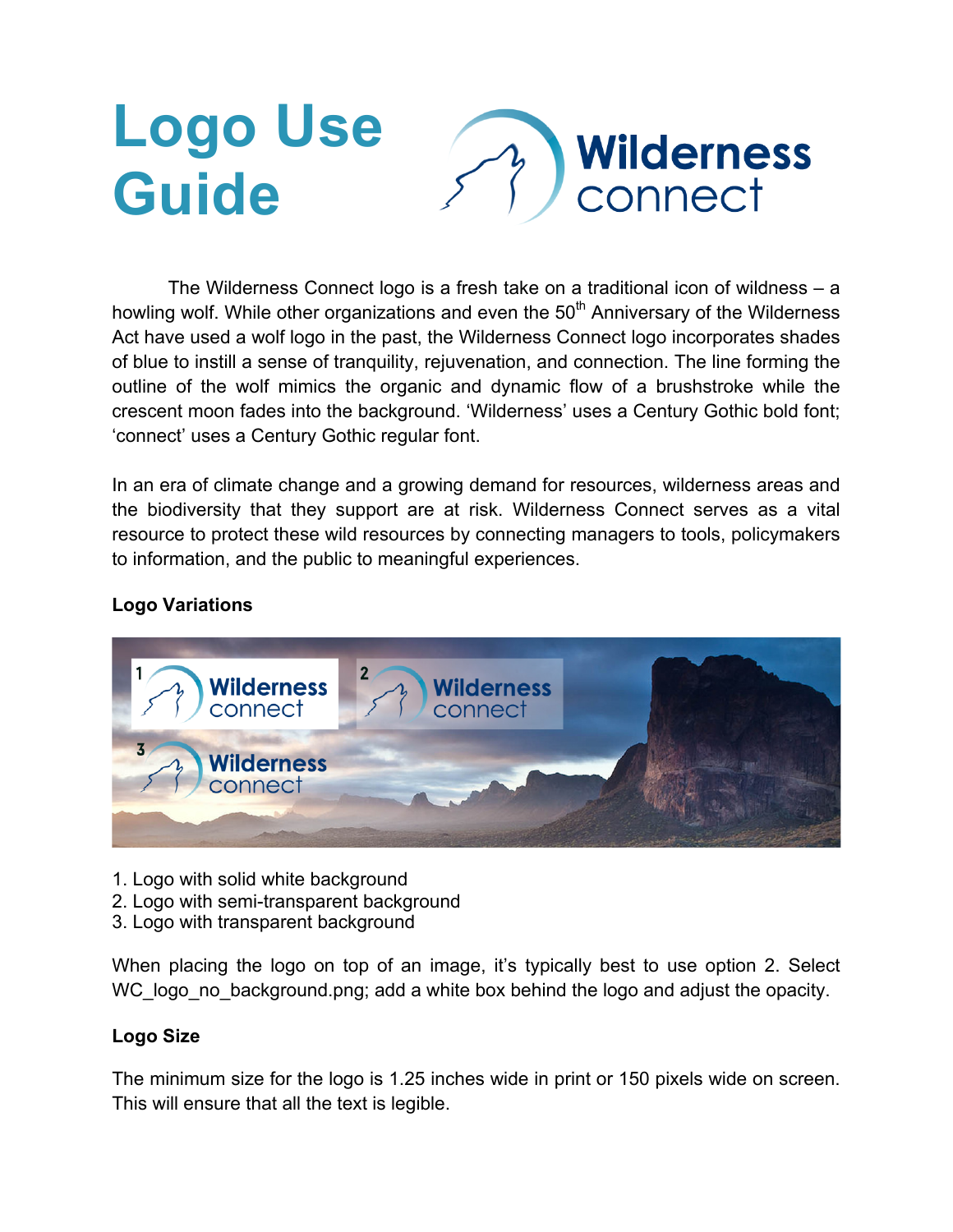# Logo Use Guide

The Wilderness Connect logo is a fresh take on a traditional icon of wildness – a howling wolf. While other organizations and even the 50th Anniversary of the Wilderness Act have used a wolf logo in the past, the Wilderness Connect logo incorporates shades of blue to instill a sense of tranquility, rejuvenation, and connection. The line forming the outline of the wolf mimics the organic and dynamic flow of a brushstroke while the crescent moon fades into the background. 'Wilderness' uses a Century Gothic bold font; 'connect' uses a Century Gothic regular font.

In an era of climate change and a growing demand for resources, wilderness areas and the biodiversity that they support are at risk. Wilderness Connect serves as a vital resource to protect these wild resources by connecting managers to tools, policymakers to information, and the public to meaningful experiences.

**Logo Variations**

1. Logo with solid white background
2. Logo with semi-transparent background
3. Logo with transparent background

When placing the logo on top of an image, it's typically best to use option 2. Select WC_logo_no_background.png; add a white box behind the logo and adjust the opacity.

**Logo Size**

The minimum size for the logo is 1.25 inches wide in print or 150 pixels wide on screen. This will ensure that all the text is legible.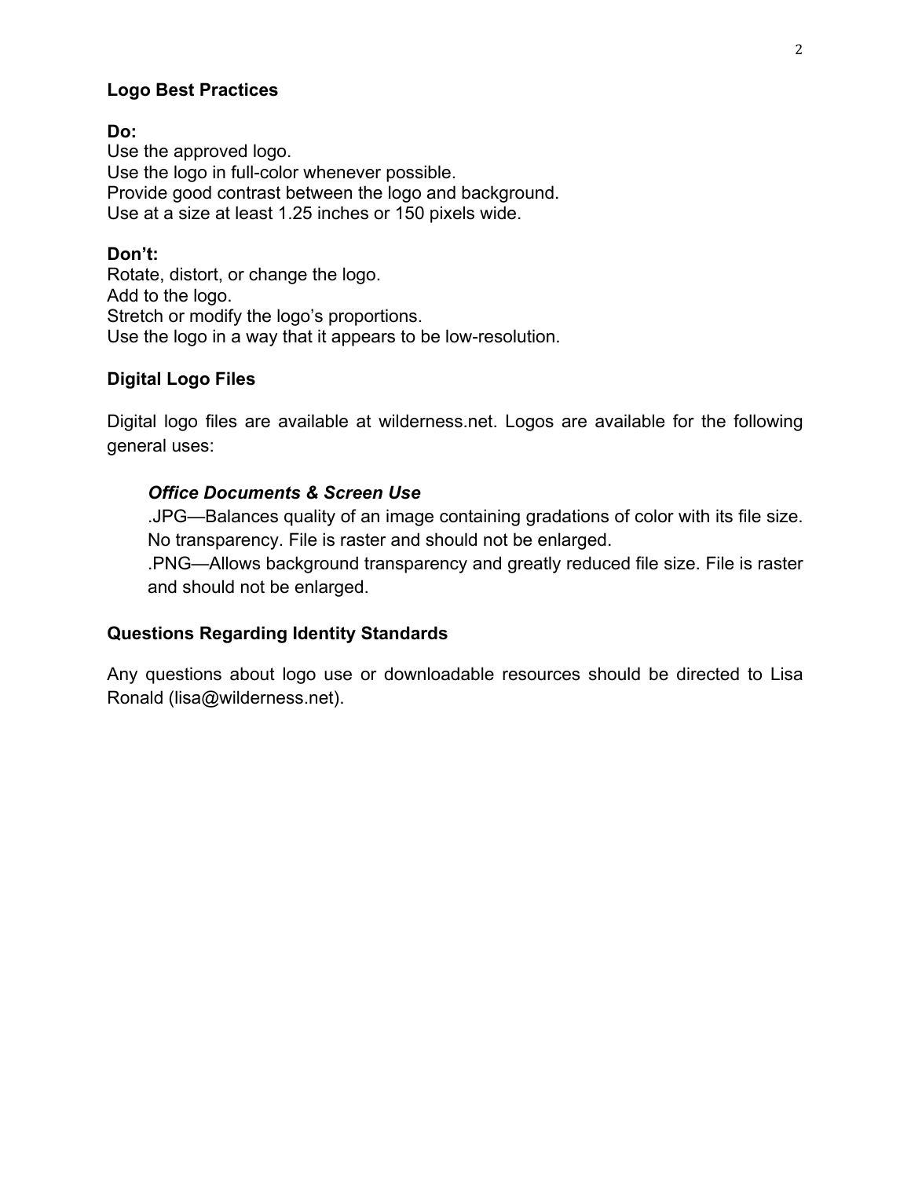## Logo Best Practices

**Do:**
Use the approved logo.
Use the logo in full-color whenever possible.
Provide good contrast between the logo and background.
Use at a size at least 1.25 inches or 150 pixels wide.

**Don't:**
Rotate, distort, or change the logo.
Add to the logo.
Stretch or modify the logo's proportions.
Use the logo in a way that it appears to be low-resolution.

## Digital Logo Files

Digital logo files are available at wilderness.net. Logos are available for the following general uses:

> ***Office Documents & Screen Use***
> .JPG—Balances quality of an image containing gradations of color with its file size. No transparency. File is raster and should not be enlarged.
> .PNG—Allows background transparency and greatly reduced file size. File is raster and should not be enlarged.

## Questions Regarding Identity Standards

Any questions about logo use or downloadable resources should be directed to Lisa Ronald (lisa@wilderness.net).